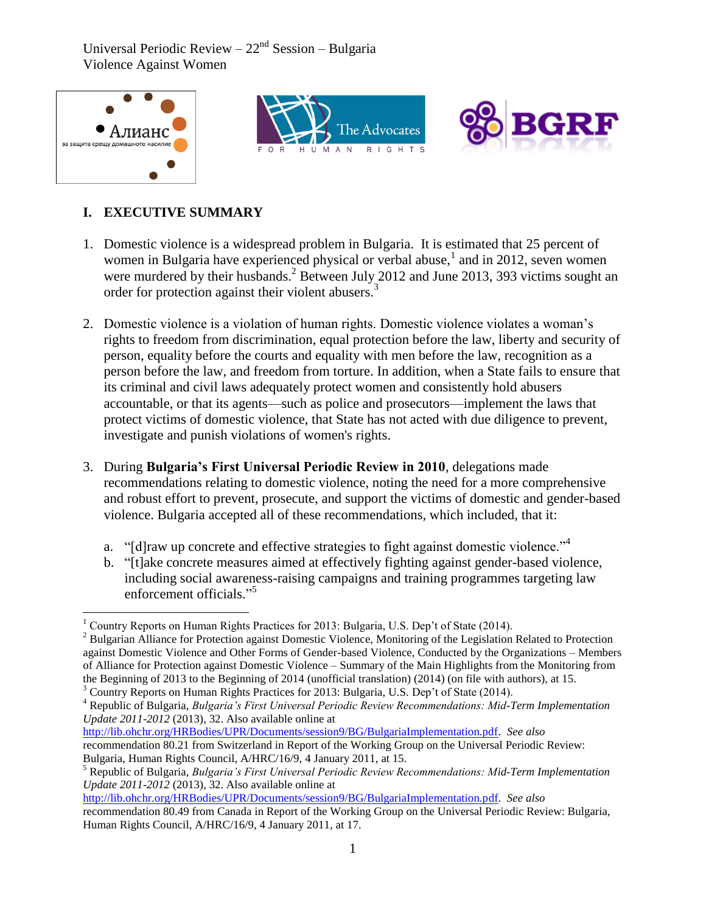Universal Periodic Review – 22nd Session – Bulgaria
Violence Against Women

# I. EXECUTIVE SUMMARY

1. Domestic violence is a widespread problem in Bulgaria. It is estimated that 25 percent of women in Bulgaria have experienced physical or verbal abuse,[1] and in 2012, seven women were murdered by their husbands.[2] Between July 2012 and June 2013, 393 victims sought an order for protection against their violent abusers.[3]

2. Domestic violence is a violation of human rights. Domestic violence violates a woman's rights to freedom from discrimination, equal protection before the law, liberty and security of person, equality before the courts and equality with men before the law, recognition as a person before the law, and freedom from torture. In addition, when a State fails to ensure that its criminal and civil laws adequately protect women and consistently hold abusers accountable, or that its agents—such as police and prosecutors—implement the laws that protect victims of domestic violence, that State has not acted with due diligence to prevent, investigate and punish violations of women's rights.

3. During **Bulgaria's First Universal Periodic Review in 2010**, delegations made recommendations relating to domestic violence, noting the need for a more comprehensive and robust effort to prevent, prosecute, and support the victims of domestic and gender-based violence. Bulgaria accepted all of these recommendations, which included, that it:

   a. "[d]raw up concrete and effective strategies to fight against domestic violence."[4]
   b. "[t]ake concrete measures aimed at effectively fighting against gender-based violence, including social awareness-raising campaigns and training programmes targeting law enforcement officials."[5]

---

[1] Country Reports on Human Rights Practices for 2013: Bulgaria, U.S. Dep't of State (2014).

[2] Bulgarian Alliance for Protection against Domestic Violence, Monitoring of the Legislation Related to Protection against Domestic Violence and Other Forms of Gender-based Violence, Conducted by the Organizations – Members of Alliance for Protection against Domestic Violence – Summary of the Main Highlights from the Monitoring from the Beginning of 2013 to the Beginning of 2014 (unofficial translation) (2014) (on file with authors), at 15.

[3] Country Reports on Human Rights Practices for 2013: Bulgaria, U.S. Dep't of State (2014).

[4] Republic of Bulgaria, *Bulgaria's First Universal Periodic Review Recommendations: Mid-Term Implementation Update 2011-2012* (2013), 32. Also available online at http://lib.ohchr.org/HRBodies/UPR/Documents/session9/BG/BulgariaImplementation.pdf. *See also* recommendation 80.21 from Switzerland in Report of the Working Group on the Universal Periodic Review: Bulgaria, Human Rights Council, A/HRC/16/9, 4 January 2011, at 15.

[5] Republic of Bulgaria, *Bulgaria's First Universal Periodic Review Recommendations: Mid-Term Implementation Update 2011-2012* (2013), 32. Also available online at http://lib.ohchr.org/HRBodies/UPR/Documents/session9/BG/BulgariaImplementation.pdf. *See also* recommendation 80.49 from Canada in Report of the Working Group on the Universal Periodic Review: Bulgaria, Human Rights Council, A/HRC/16/9, 4 January 2011, at 17.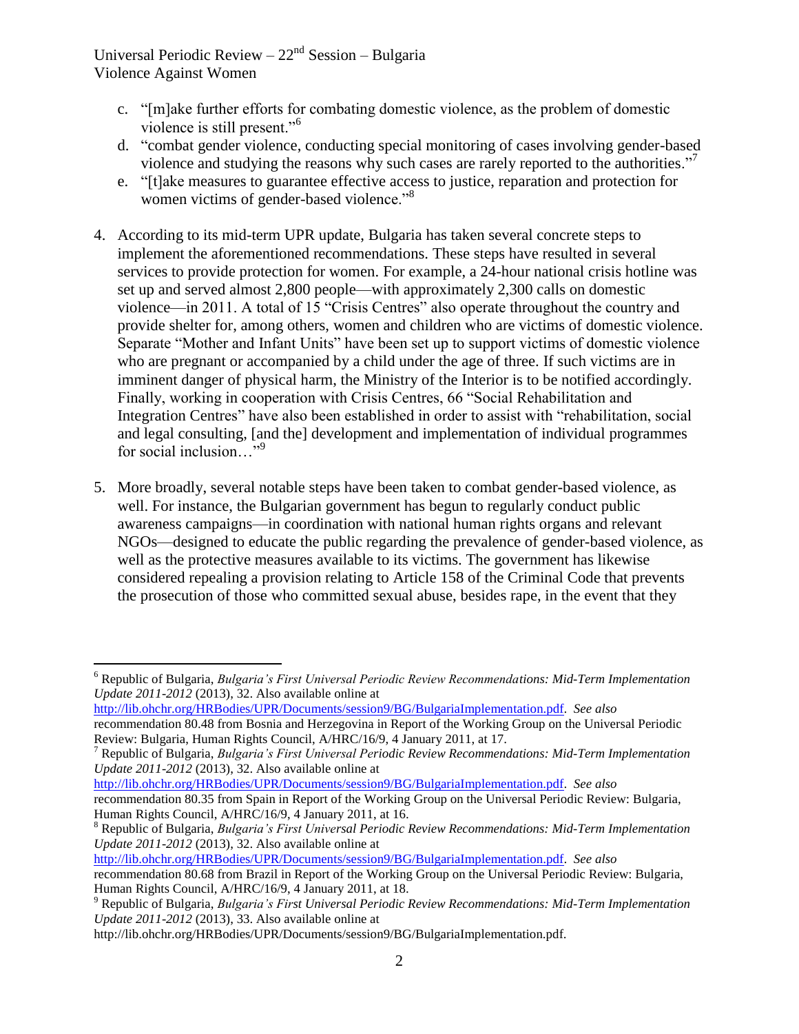c. "[m]ake further efforts for combating domestic violence, as the problem of domestic violence is still present."[6]
d. "combat gender violence, conducting special monitoring of cases involving gender-based violence and studying the reasons why such cases are rarely reported to the authorities."[7]
e. "[t]ake measures to guarantee effective access to justice, reparation and protection for women victims of gender-based violence."[8]

4. According to its mid-term UPR update, Bulgaria has taken several concrete steps to implement the aforementioned recommendations. These steps have resulted in several services to provide protection for women. For example, a 24-hour national crisis hotline was set up and served almost 2,800 people—with approximately 2,300 calls on domestic violence—in 2011. A total of 15 "Crisis Centres" also operate throughout the country and provide shelter for, among others, women and children who are victims of domestic violence. Separate "Mother and Infant Units" have been set up to support victims of domestic violence who are pregnant or accompanied by a child under the age of three. If such victims are in imminent danger of physical harm, the Ministry of the Interior is to be notified accordingly. Finally, working in cooperation with Crisis Centres, 66 "Social Rehabilitation and Integration Centres" have also been established in order to assist with "rehabilitation, social and legal consulting, [and the] development and implementation of individual programmes for social inclusion…"[9]

5. More broadly, several notable steps have been taken to combat gender-based violence, as well. For instance, the Bulgarian government has begun to regularly conduct public awareness campaigns—in coordination with national human rights organs and relevant NGOs—designed to educate the public regarding the prevalence of gender-based violence, as well as the protective measures available to its victims. The government has likewise considered repealing a provision relating to Article 158 of the Criminal Code that prevents the prosecution of those who committed sexual abuse, besides rape, in the event that they

---

[6] Republic of Bulgaria, *Bulgaria's First Universal Periodic Review Recommendations: Mid-Term Implementation Update 2011-2012* (2013), 32. Also available online at http://lib.ohchr.org/HRBodies/UPR/Documents/session9/BG/BulgariaImplementation.pdf. *See also* recommendation 80.48 from Bosnia and Herzegovina in Report of the Working Group on the Universal Periodic Review: Bulgaria, Human Rights Council, A/HRC/16/9, 4 January 2011, at 17.

[7] Republic of Bulgaria, *Bulgaria's First Universal Periodic Review Recommendations: Mid-Term Implementation Update 2011-2012* (2013), 32. Also available online at http://lib.ohchr.org/HRBodies/UPR/Documents/session9/BG/BulgariaImplementation.pdf. *See also* recommendation 80.35 from Spain in Report of the Working Group on the Universal Periodic Review: Bulgaria, Human Rights Council, A/HRC/16/9, 4 January 2011, at 16.

[8] Republic of Bulgaria, *Bulgaria's First Universal Periodic Review Recommendations: Mid-Term Implementation Update 2011-2012* (2013), 32. Also available online at http://lib.ohchr.org/HRBodies/UPR/Documents/session9/BG/BulgariaImplementation.pdf. *See also* recommendation 80.68 from Brazil in Report of the Working Group on the Universal Periodic Review: Bulgaria, Human Rights Council, A/HRC/16/9, 4 January 2011, at 18.

[9] Republic of Bulgaria, *Bulgaria's First Universal Periodic Review Recommendations: Mid-Term Implementation Update 2011-2012* (2013), 33. Also available online at http://lib.ohchr.org/HRBodies/UPR/Documents/session9/BG/BulgariaImplementation.pdf.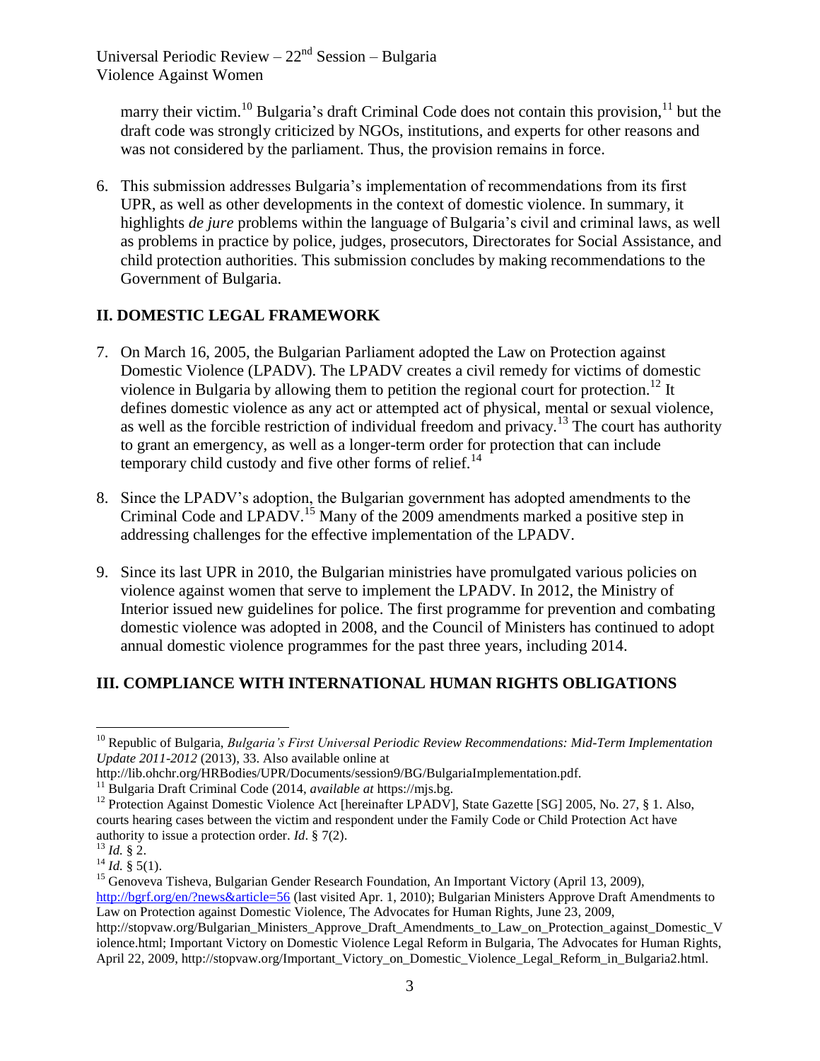marry their victim.[10] Bulgaria's draft Criminal Code does not contain this provision,[11] but the draft code was strongly criticized by NGOs, institutions, and experts for other reasons and was not considered by the parliament. Thus, the provision remains in force.

6. This submission addresses Bulgaria's implementation of recommendations from its first UPR, as well as other developments in the context of domestic violence. In summary, it highlights *de jure* problems within the language of Bulgaria's civil and criminal laws, as well as problems in practice by police, judges, prosecutors, Directorates for Social Assistance, and child protection authorities. This submission concludes by making recommendations to the Government of Bulgaria.

## II. DOMESTIC LEGAL FRAMEWORK

7. On March 16, 2005, the Bulgarian Parliament adopted the Law on Protection against Domestic Violence (LPADV). The LPADV creates a civil remedy for victims of domestic violence in Bulgaria by allowing them to petition the regional court for protection.[12] It defines domestic violence as any act or attempted act of physical, mental or sexual violence, as well as the forcible restriction of individual freedom and privacy.[13] The court has authority to grant an emergency, as well as a longer-term order for protection that can include temporary child custody and five other forms of relief.[14]

8. Since the LPADV's adoption, the Bulgarian government has adopted amendments to the Criminal Code and LPADV.[15] Many of the 2009 amendments marked a positive step in addressing challenges for the effective implementation of the LPADV.

9. Since its last UPR in 2010, the Bulgarian ministries have promulgated various policies on violence against women that serve to implement the LPADV. In 2012, the Ministry of Interior issued new guidelines for police. The first programme for prevention and combating domestic violence was adopted in 2008, and the Council of Ministers has continued to adopt annual domestic violence programmes for the past three years, including 2014.

## III. COMPLIANCE WITH INTERNATIONAL HUMAN RIGHTS OBLIGATIONS

---

[10] Republic of Bulgaria, *Bulgaria's First Universal Periodic Review Recommendations: Mid-Term Implementation Update 2011-2012* (2013), 33. Also available online at http://lib.ohchr.org/HRBodies/UPR/Documents/session9/BG/BulgariaImplementation.pdf.

[11] Bulgaria Draft Criminal Code (2014, *available at* https://mjs.bg.

[12] Protection Against Domestic Violence Act [hereinafter LPADV], State Gazette [SG] 2005, No. 27, § 1. Also, courts hearing cases between the victim and respondent under the Family Code or Child Protection Act have authority to issue a protection order. *Id*. § 7(2).

[13] *Id.* § 2.

[14] *Id.* § 5(1).

[15] Genoveva Tisheva, Bulgarian Gender Research Foundation, An Important Victory (April 13, 2009), http://bgrf.org/en/?news&article=56 (last visited Apr. 1, 2010); Bulgarian Ministers Approve Draft Amendments to Law on Protection against Domestic Violence, The Advocates for Human Rights, June 23, 2009, http://stopvaw.org/Bulgarian_Ministers_Approve_Draft_Amendments_to_Law_on_Protection_against_Domestic_Violence.html; Important Victory on Domestic Violence Legal Reform in Bulgaria, The Advocates for Human Rights, April 22, 2009, http://stopvaw.org/Important_Victory_on_Domestic_Violence_Legal_Reform_in_Bulgaria2.html.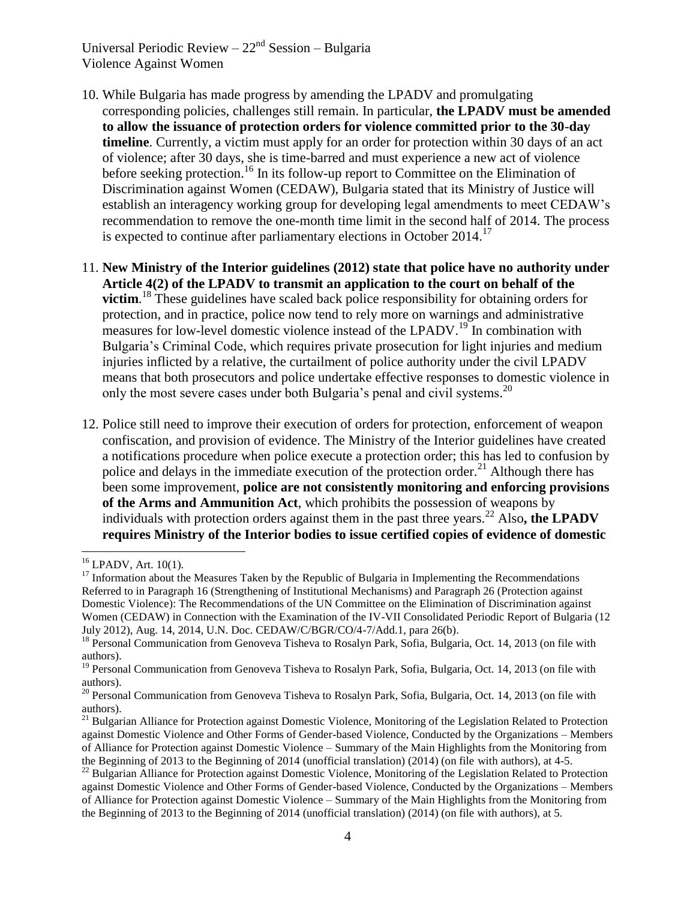10. While Bulgaria has made progress by amending the LPADV and promulgating corresponding policies, challenges still remain. In particular, **the LPADV must be amended to allow the issuance of protection orders for violence committed prior to the 30-day timeline**. Currently, a victim must apply for an order for protection within 30 days of an act of violence; after 30 days, she is time-barred and must experience a new act of violence before seeking protection.[16] In its follow-up report to Committee on the Elimination of Discrimination against Women (CEDAW), Bulgaria stated that its Ministry of Justice will establish an interagency working group for developing legal amendments to meet CEDAW's recommendation to remove the one-month time limit in the second half of 2014. The process is expected to continue after parliamentary elections in October 2014.[17]

11. **New Ministry of the Interior guidelines (2012) state that police have no authority under Article 4(2) of the LPADV to transmit an application to the court on behalf of the victim**.[18] These guidelines have scaled back police responsibility for obtaining orders for protection, and in practice, police now tend to rely more on warnings and administrative measures for low-level domestic violence instead of the LPADV.[19] In combination with Bulgaria's Criminal Code, which requires private prosecution for light injuries and medium injuries inflicted by a relative, the curtailment of police authority under the civil LPADV means that both prosecutors and police undertake effective responses to domestic violence in only the most severe cases under both Bulgaria's penal and civil systems.[20]

12. Police still need to improve their execution of orders for protection, enforcement of weapon confiscation, and provision of evidence. The Ministry of the Interior guidelines have created a notifications procedure when police execute a protection order; this has led to confusion by police and delays in the immediate execution of the protection order.[21] Although there has been some improvement, **police are not consistently monitoring and enforcing provisions of the Arms and Ammunition Act**, which prohibits the possession of weapons by individuals with protection orders against them in the past three years.[22] Also**, the LPADV requires Ministry of the Interior bodies to issue certified copies of evidence of domestic**

---

[16] LPADV, Art. 10(1).

[17] Information about the Measures Taken by the Republic of Bulgaria in Implementing the Recommendations Referred to in Paragraph 16 (Strengthening of Institutional Mechanisms) and Paragraph 26 (Protection against Domestic Violence): The Recommendations of the UN Committee on the Elimination of Discrimination against Women (CEDAW) in Connection with the Examination of the IV-VII Consolidated Periodic Report of Bulgaria (12 July 2012), Aug. 14, 2014, U.N. Doc. CEDAW/C/BGR/CO/4-7/Add.1, para 26(b).

[18] Personal Communication from Genoveva Tisheva to Rosalyn Park, Sofia, Bulgaria, Oct. 14, 2013 (on file with authors).

[19] Personal Communication from Genoveva Tisheva to Rosalyn Park, Sofia, Bulgaria, Oct. 14, 2013 (on file with authors).

[20] Personal Communication from Genoveva Tisheva to Rosalyn Park, Sofia, Bulgaria, Oct. 14, 2013 (on file with authors).

[21] Bulgarian Alliance for Protection against Domestic Violence, Monitoring of the Legislation Related to Protection against Domestic Violence and Other Forms of Gender-based Violence, Conducted by the Organizations – Members of Alliance for Protection against Domestic Violence – Summary of the Main Highlights from the Monitoring from the Beginning of 2013 to the Beginning of 2014 (unofficial translation) (2014) (on file with authors), at 4-5.

[22] Bulgarian Alliance for Protection against Domestic Violence, Monitoring of the Legislation Related to Protection against Domestic Violence and Other Forms of Gender-based Violence, Conducted by the Organizations – Members of Alliance for Protection against Domestic Violence – Summary of the Main Highlights from the Monitoring from the Beginning of 2013 to the Beginning of 2014 (unofficial translation) (2014) (on file with authors), at 5.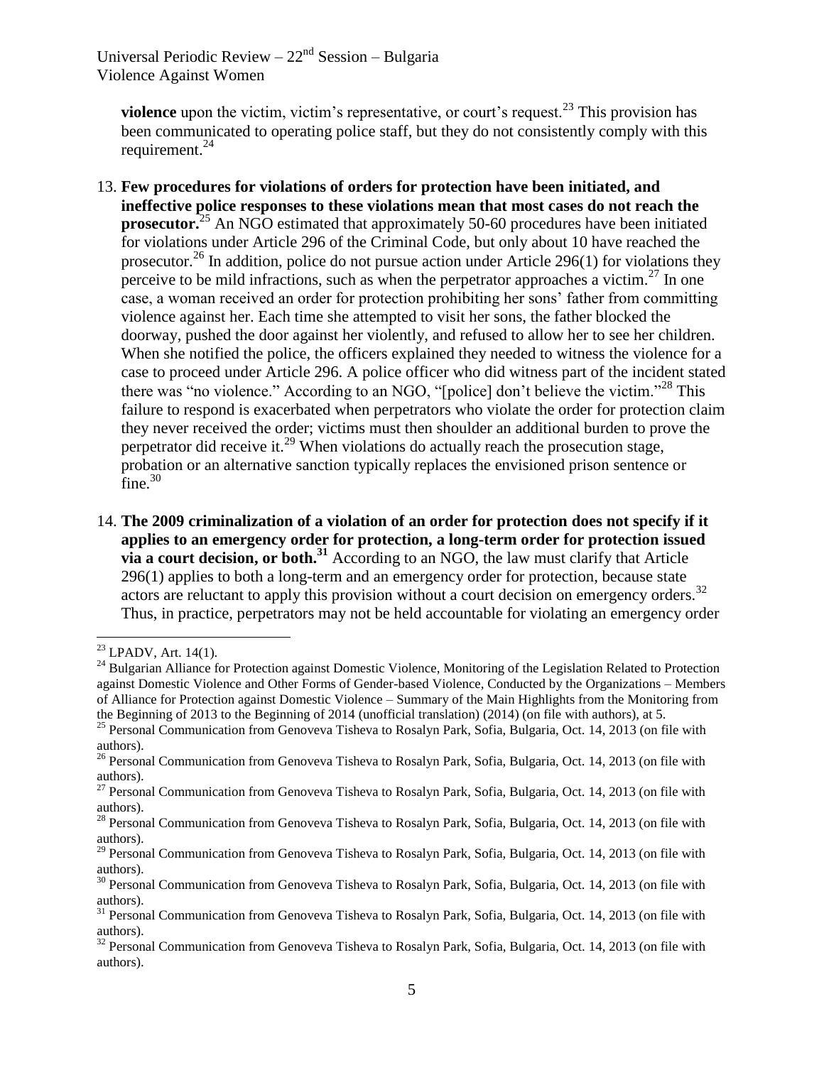**violence** upon the victim, victim's representative, or court's request.[23] This provision has been communicated to operating police staff, but they do not consistently comply with this requirement.[24]

13. **Few procedures for violations of orders for protection have been initiated, and ineffective police responses to these violations mean that most cases do not reach the prosecutor.**[25] An NGO estimated that approximately 50-60 procedures have been initiated for violations under Article 296 of the Criminal Code, but only about 10 have reached the prosecutor.[26] In addition, police do not pursue action under Article 296(1) for violations they perceive to be mild infractions, such as when the perpetrator approaches a victim.[27] In one case, a woman received an order for protection prohibiting her sons' father from committing violence against her. Each time she attempted to visit her sons, the father blocked the doorway, pushed the door against her violently, and refused to allow her to see her children. When she notified the police, the officers explained they needed to witness the violence for a case to proceed under Article 296. A police officer who did witness part of the incident stated there was "no violence." According to an NGO, "[police] don't believe the victim."[28] This failure to respond is exacerbated when perpetrators who violate the order for protection claim they never received the order; victims must then shoulder an additional burden to prove the perpetrator did receive it.[29] When violations do actually reach the prosecution stage, probation or an alternative sanction typically replaces the envisioned prison sentence or fine.[30]

14. **The 2009 criminalization of a violation of an order for protection does not specify if it applies to an emergency order for protection, a long-term order for protection issued via a court decision, or both.**[31] According to an NGO, the law must clarify that Article 296(1) applies to both a long-term and an emergency order for protection, because state actors are reluctant to apply this provision without a court decision on emergency orders.[32] Thus, in practice, perpetrators may not be held accountable for violating an emergency order

---

[23] LPADV, Art. 14(1).

[24] Bulgarian Alliance for Protection against Domestic Violence, Monitoring of the Legislation Related to Protection against Domestic Violence and Other Forms of Gender-based Violence, Conducted by the Organizations – Members of Alliance for Protection against Domestic Violence – Summary of the Main Highlights from the Monitoring from the Beginning of 2013 to the Beginning of 2014 (unofficial translation) (2014) (on file with authors), at 5.

[25] Personal Communication from Genoveva Tisheva to Rosalyn Park, Sofia, Bulgaria, Oct. 14, 2013 (on file with authors).

[26] Personal Communication from Genoveva Tisheva to Rosalyn Park, Sofia, Bulgaria, Oct. 14, 2013 (on file with authors).

[27] Personal Communication from Genoveva Tisheva to Rosalyn Park, Sofia, Bulgaria, Oct. 14, 2013 (on file with authors).

[28] Personal Communication from Genoveva Tisheva to Rosalyn Park, Sofia, Bulgaria, Oct. 14, 2013 (on file with authors).

[29] Personal Communication from Genoveva Tisheva to Rosalyn Park, Sofia, Bulgaria, Oct. 14, 2013 (on file with authors).

[30] Personal Communication from Genoveva Tisheva to Rosalyn Park, Sofia, Bulgaria, Oct. 14, 2013 (on file with authors).

[31] Personal Communication from Genoveva Tisheva to Rosalyn Park, Sofia, Bulgaria, Oct. 14, 2013 (on file with authors).

[32] Personal Communication from Genoveva Tisheva to Rosalyn Park, Sofia, Bulgaria, Oct. 14, 2013 (on file with authors).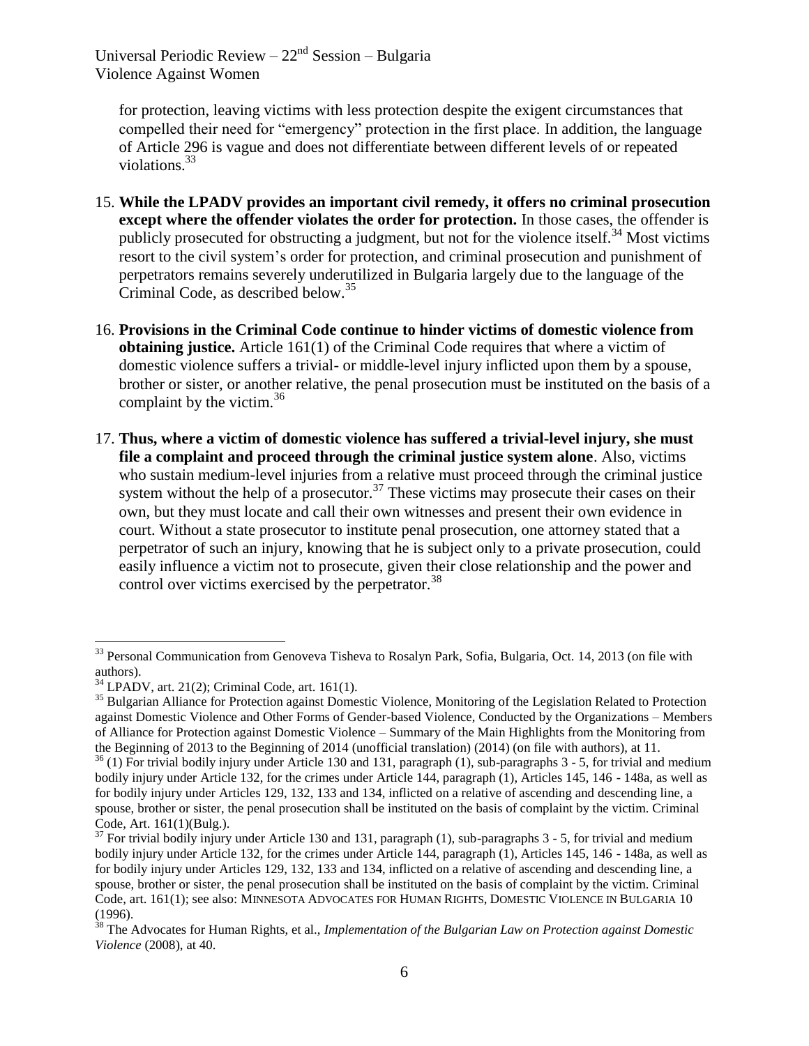for protection, leaving victims with less protection despite the exigent circumstances that compelled their need for "emergency" protection in the first place. In addition, the language of Article 296 is vague and does not differentiate between different levels of or repeated violations.[33]

15. **While the LPADV provides an important civil remedy, it offers no criminal prosecution except where the offender violates the order for protection.** In those cases, the offender is publicly prosecuted for obstructing a judgment, but not for the violence itself.[34] Most victims resort to the civil system's order for protection, and criminal prosecution and punishment of perpetrators remains severely underutilized in Bulgaria largely due to the language of the Criminal Code, as described below.[35]

16. **Provisions in the Criminal Code continue to hinder victims of domestic violence from obtaining justice.** Article 161(1) of the Criminal Code requires that where a victim of domestic violence suffers a trivial- or middle-level injury inflicted upon them by a spouse, brother or sister, or another relative, the penal prosecution must be instituted on the basis of a complaint by the victim.[36]

17. **Thus, where a victim of domestic violence has suffered a trivial-level injury, she must file a complaint and proceed through the criminal justice system alone**. Also, victims who sustain medium-level injuries from a relative must proceed through the criminal justice system without the help of a prosecutor.[37] These victims may prosecute their cases on their own, but they must locate and call their own witnesses and present their own evidence in court. Without a state prosecutor to institute penal prosecution, one attorney stated that a perpetrator of such an injury, knowing that he is subject only to a private prosecution, could easily influence a victim not to prosecute, given their close relationship and the power and control over victims exercised by the perpetrator.[38]

---

[33] Personal Communication from Genoveva Tisheva to Rosalyn Park, Sofia, Bulgaria, Oct. 14, 2013 (on file with authors).

[34] LPADV, art. 21(2); Criminal Code, art. 161(1).

[35] Bulgarian Alliance for Protection against Domestic Violence, Monitoring of the Legislation Related to Protection against Domestic Violence and Other Forms of Gender-based Violence, Conducted by the Organizations – Members of Alliance for Protection against Domestic Violence – Summary of the Main Highlights from the Monitoring from the Beginning of 2013 to the Beginning of 2014 (unofficial translation) (2014) (on file with authors), at 11.

[36] (1) For trivial bodily injury under Article 130 and 131, paragraph (1), sub-paragraphs 3 - 5, for trivial and medium bodily injury under Article 132, for the crimes under Article 144, paragraph (1), Articles 145, 146 - 148a, as well as for bodily injury under Articles 129, 132, 133 and 134, inflicted on a relative of ascending and descending line, a spouse, brother or sister, the penal prosecution shall be instituted on the basis of complaint by the victim. Criminal Code, Art. 161(1)(Bulg.).

[37] For trivial bodily injury under Article 130 and 131, paragraph (1), sub-paragraphs 3 - 5, for trivial and medium bodily injury under Article 132, for the crimes under Article 144, paragraph (1), Articles 145, 146 - 148a, as well as for bodily injury under Articles 129, 132, 133 and 134, inflicted on a relative of ascending and descending line, a spouse, brother or sister, the penal prosecution shall be instituted on the basis of complaint by the victim. Criminal Code, art. 161(1); see also: MINNESOTA ADVOCATES FOR HUMAN RIGHTS, DOMESTIC VIOLENCE IN BULGARIA 10 (1996).

[38] The Advocates for Human Rights, et al., *Implementation of the Bulgarian Law on Protection against Domestic Violence* (2008), at 40.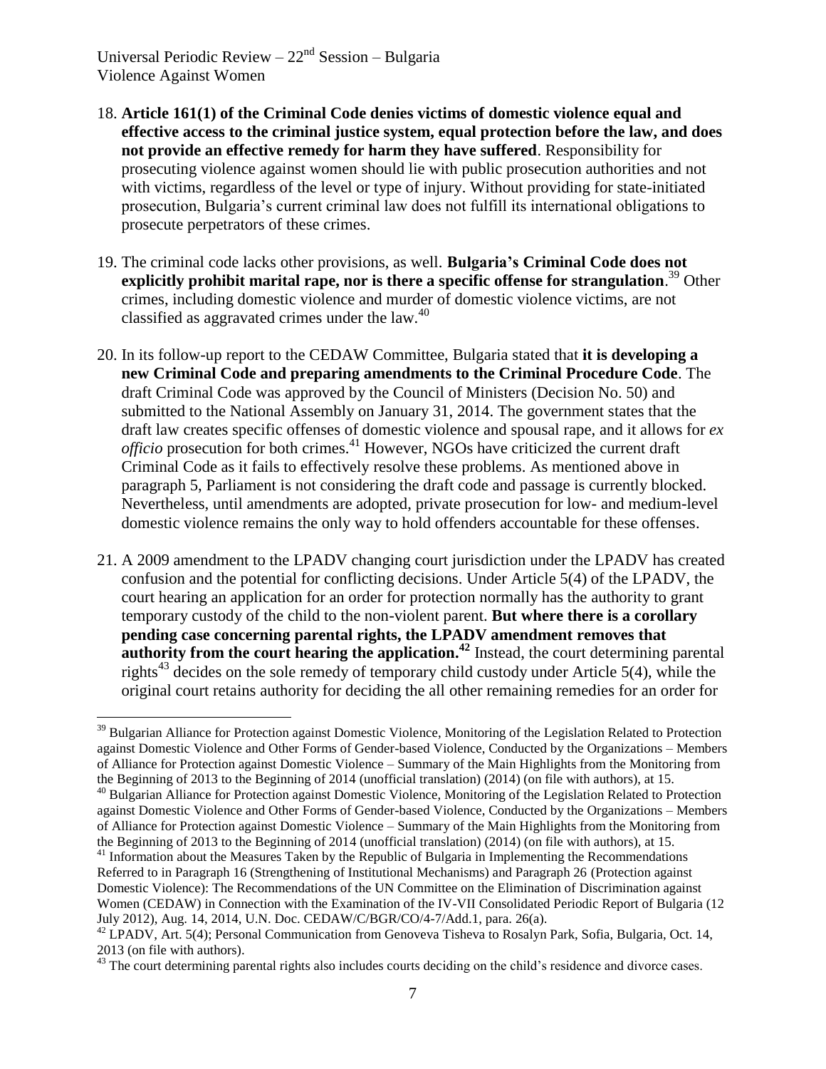18. **Article 161(1) of the Criminal Code denies victims of domestic violence equal and effective access to the criminal justice system, equal protection before the law, and does not provide an effective remedy for harm they have suffered**. Responsibility for prosecuting violence against women should lie with public prosecution authorities and not with victims, regardless of the level or type of injury. Without providing for state-initiated prosecution, Bulgaria's current criminal law does not fulfill its international obligations to prosecute perpetrators of these crimes.

19. The criminal code lacks other provisions, as well. **Bulgaria's Criminal Code does not explicitly prohibit marital rape, nor is there a specific offense for strangulation**.[39] Other crimes, including domestic violence and murder of domestic violence victims, are not classified as aggravated crimes under the law.[40]

20. In its follow-up report to the CEDAW Committee, Bulgaria stated that **it is developing a new Criminal Code and preparing amendments to the Criminal Procedure Code**. The draft Criminal Code was approved by the Council of Ministers (Decision No. 50) and submitted to the National Assembly on January 31, 2014. The government states that the draft law creates specific offenses of domestic violence and spousal rape, and it allows for *ex officio* prosecution for both crimes.[41] However, NGOs have criticized the current draft Criminal Code as it fails to effectively resolve these problems. As mentioned above in paragraph 5, Parliament is not considering the draft code and passage is currently blocked. Nevertheless, until amendments are adopted, private prosecution for low- and medium-level domestic violence remains the only way to hold offenders accountable for these offenses.

21. A 2009 amendment to the LPADV changing court jurisdiction under the LPADV has created confusion and the potential for conflicting decisions. Under Article 5(4) of the LPADV, the court hearing an application for an order for protection normally has the authority to grant temporary custody of the child to the non-violent parent. **But where there is a corollary pending case concerning parental rights, the LPADV amendment removes that authority from the court hearing the application.**[42] Instead, the court determining parental rights[43] decides on the sole remedy of temporary child custody under Article 5(4), while the original court retains authority for deciding the all other remaining remedies for an order for

---

[39] Bulgarian Alliance for Protection against Domestic Violence, Monitoring of the Legislation Related to Protection against Domestic Violence and Other Forms of Gender-based Violence, Conducted by the Organizations – Members of Alliance for Protection against Domestic Violence – Summary of the Main Highlights from the Monitoring from the Beginning of 2013 to the Beginning of 2014 (unofficial translation) (2014) (on file with authors), at 15.

[40] Bulgarian Alliance for Protection against Domestic Violence, Monitoring of the Legislation Related to Protection against Domestic Violence and Other Forms of Gender-based Violence, Conducted by the Organizations – Members of Alliance for Protection against Domestic Violence – Summary of the Main Highlights from the Monitoring from the Beginning of 2013 to the Beginning of 2014 (unofficial translation) (2014) (on file with authors), at 15.

[41] Information about the Measures Taken by the Republic of Bulgaria in Implementing the Recommendations Referred to in Paragraph 16 (Strengthening of Institutional Mechanisms) and Paragraph 26 (Protection against Domestic Violence): The Recommendations of the UN Committee on the Elimination of Discrimination against Women (CEDAW) in Connection with the Examination of the IV-VII Consolidated Periodic Report of Bulgaria (12 July 2012), Aug. 14, 2014, U.N. Doc. CEDAW/C/BGR/CO/4-7/Add.1, para. 26(a).

[42] LPADV, Art. 5(4); Personal Communication from Genoveva Tisheva to Rosalyn Park, Sofia, Bulgaria, Oct. 14, 2013 (on file with authors).

[43] The court determining parental rights also includes courts deciding on the child's residence and divorce cases.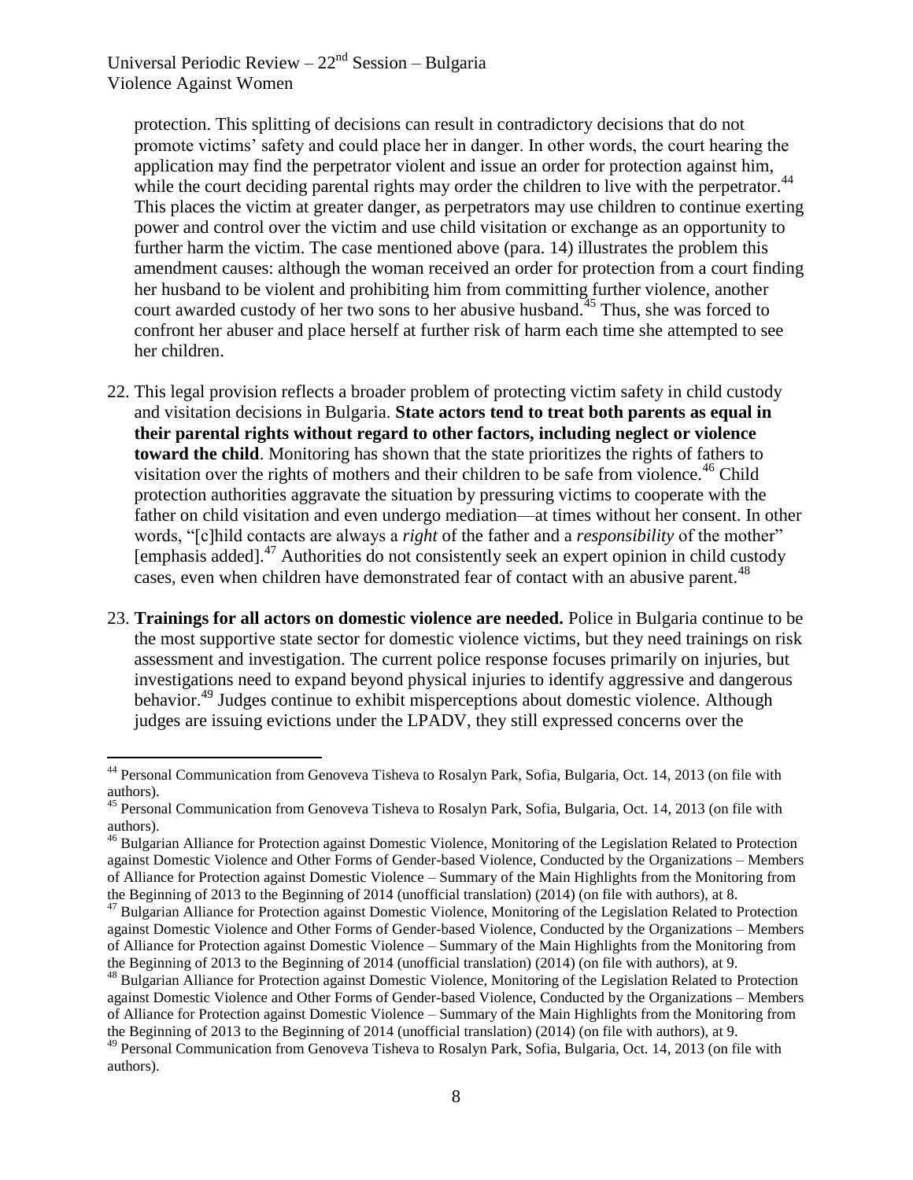protection. This splitting of decisions can result in contradictory decisions that do not promote victims' safety and could place her in danger. In other words, the court hearing the application may find the perpetrator violent and issue an order for protection against him, while the court deciding parental rights may order the children to live with the perpetrator.[44] This places the victim at greater danger, as perpetrators may use children to continue exerting power and control over the victim and use child visitation or exchange as an opportunity to further harm the victim. The case mentioned above (para. 14) illustrates the problem this amendment causes: although the woman received an order for protection from a court finding her husband to be violent and prohibiting him from committing further violence, another court awarded custody of her two sons to her abusive husband.[45] Thus, she was forced to confront her abuser and place herself at further risk of harm each time she attempted to see her children.

22. This legal provision reflects a broader problem of protecting victim safety in child custody and visitation decisions in Bulgaria. **State actors tend to treat both parents as equal in their parental rights without regard to other factors, including neglect or violence toward the child**. Monitoring has shown that the state prioritizes the rights of fathers to visitation over the rights of mothers and their children to be safe from violence.[46] Child protection authorities aggravate the situation by pressuring victims to cooperate with the father on child visitation and even undergo mediation—at times without her consent. In other words, "[c]hild contacts are always a *right* of the father and a *responsibility* of the mother" [emphasis added].[47] Authorities do not consistently seek an expert opinion in child custody cases, even when children have demonstrated fear of contact with an abusive parent.[48]

23. **Trainings for all actors on domestic violence are needed.** Police in Bulgaria continue to be the most supportive state sector for domestic violence victims, but they need trainings on risk assessment and investigation. The current police response focuses primarily on injuries, but investigations need to expand beyond physical injuries to identify aggressive and dangerous behavior.[49] Judges continue to exhibit misperceptions about domestic violence. Although judges are issuing evictions under the LPADV, they still expressed concerns over the

---

[44] Personal Communication from Genoveva Tisheva to Rosalyn Park, Sofia, Bulgaria, Oct. 14, 2013 (on file with authors).

[45] Personal Communication from Genoveva Tisheva to Rosalyn Park, Sofia, Bulgaria, Oct. 14, 2013 (on file with authors).

[46] Bulgarian Alliance for Protection against Domestic Violence, Monitoring of the Legislation Related to Protection against Domestic Violence and Other Forms of Gender-based Violence, Conducted by the Organizations – Members of Alliance for Protection against Domestic Violence – Summary of the Main Highlights from the Monitoring from the Beginning of 2013 to the Beginning of 2014 (unofficial translation) (2014) (on file with authors), at 8.

[47] Bulgarian Alliance for Protection against Domestic Violence, Monitoring of the Legislation Related to Protection against Domestic Violence and Other Forms of Gender-based Violence, Conducted by the Organizations – Members of Alliance for Protection against Domestic Violence – Summary of the Main Highlights from the Monitoring from the Beginning of 2013 to the Beginning of 2014 (unofficial translation) (2014) (on file with authors), at 9.

[48] Bulgarian Alliance for Protection against Domestic Violence, Monitoring of the Legislation Related to Protection against Domestic Violence and Other Forms of Gender-based Violence, Conducted by the Organizations – Members of Alliance for Protection against Domestic Violence – Summary of the Main Highlights from the Monitoring from the Beginning of 2013 to the Beginning of 2014 (unofficial translation) (2014) (on file with authors), at 9.

[49] Personal Communication from Genoveva Tisheva to Rosalyn Park, Sofia, Bulgaria, Oct. 14, 2013 (on file with authors).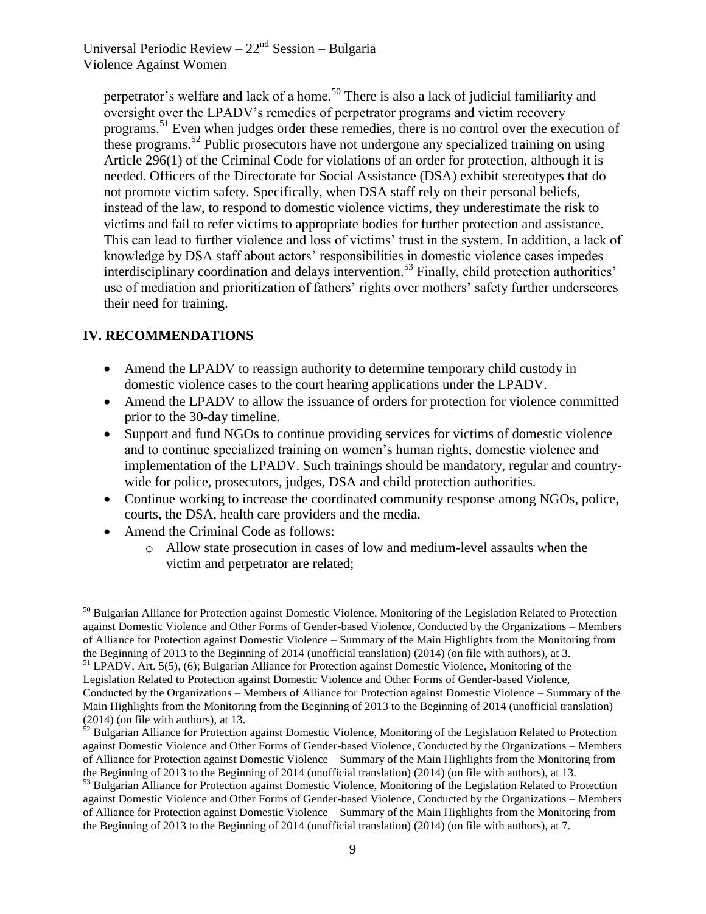perpetrator's welfare and lack of a home.[50] There is also a lack of judicial familiarity and oversight over the LPADV's remedies of perpetrator programs and victim recovery programs.[51] Even when judges order these remedies, there is no control over the execution of these programs.[52] Public prosecutors have not undergone any specialized training on using Article 296(1) of the Criminal Code for violations of an order for protection, although it is needed. Officers of the Directorate for Social Assistance (DSA) exhibit stereotypes that do not promote victim safety. Specifically, when DSA staff rely on their personal beliefs, instead of the law, to respond to domestic violence victims, they underestimate the risk to victims and fail to refer victims to appropriate bodies for further protection and assistance. This can lead to further violence and loss of victims' trust in the system. In addition, a lack of knowledge by DSA staff about actors' responsibilities in domestic violence cases impedes interdisciplinary coordination and delays intervention.[53] Finally, child protection authorities' use of mediation and prioritization of fathers' rights over mothers' safety further underscores their need for training.

## IV. RECOMMENDATIONS

- Amend the LPADV to reassign authority to determine temporary child custody in domestic violence cases to the court hearing applications under the LPADV.
- Amend the LPADV to allow the issuance of orders for protection for violence committed prior to the 30-day timeline.
- Support and fund NGOs to continue providing services for victims of domestic violence and to continue specialized training on women's human rights, domestic violence and implementation of the LPADV. Such trainings should be mandatory, regular and country-wide for police, prosecutors, judges, DSA and child protection authorities.
- Continue working to increase the coordinated community response among NGOs, police, courts, the DSA, health care providers and the media.
- Amend the Criminal Code as follows:
    - Allow state prosecution in cases of low and medium-level assaults when the victim and perpetrator are related;

---

[50] Bulgarian Alliance for Protection against Domestic Violence, Monitoring of the Legislation Related to Protection against Domestic Violence and Other Forms of Gender-based Violence, Conducted by the Organizations – Members of Alliance for Protection against Domestic Violence – Summary of the Main Highlights from the Monitoring from the Beginning of 2013 to the Beginning of 2014 (unofficial translation) (2014) (on file with authors), at 3.

[51] LPADV, Art. 5(5), (6); Bulgarian Alliance for Protection against Domestic Violence, Monitoring of the Legislation Related to Protection against Domestic Violence and Other Forms of Gender-based Violence, Conducted by the Organizations – Members of Alliance for Protection against Domestic Violence – Summary of the Main Highlights from the Monitoring from the Beginning of 2013 to the Beginning of 2014 (unofficial translation) (2014) (on file with authors), at 13.

[52] Bulgarian Alliance for Protection against Domestic Violence, Monitoring of the Legislation Related to Protection against Domestic Violence and Other Forms of Gender-based Violence, Conducted by the Organizations – Members of Alliance for Protection against Domestic Violence – Summary of the Main Highlights from the Monitoring from the Beginning of 2013 to the Beginning of 2014 (unofficial translation) (2014) (on file with authors), at 13.

[53] Bulgarian Alliance for Protection against Domestic Violence, Monitoring of the Legislation Related to Protection against Domestic Violence and Other Forms of Gender-based Violence, Conducted by the Organizations – Members of Alliance for Protection against Domestic Violence – Summary of the Main Highlights from the Monitoring from the Beginning of 2013 to the Beginning of 2014 (unofficial translation) (2014) (on file with authors), at 7.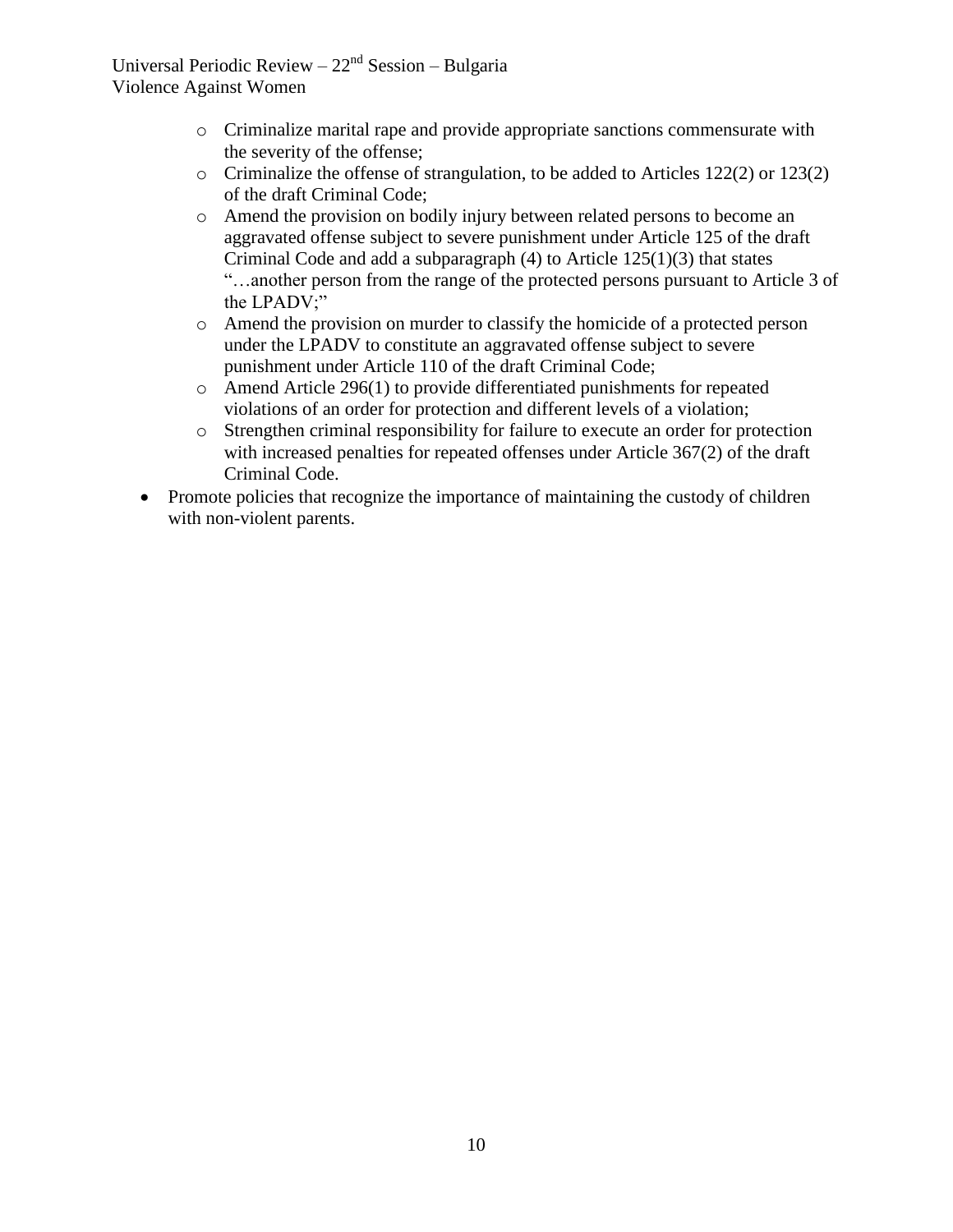- Criminalize marital rape and provide appropriate sanctions commensurate with the severity of the offense;
  - Criminalize the offense of strangulation, to be added to Articles 122(2) or 123(2) of the draft Criminal Code;
  - Amend the provision on bodily injury between related persons to become an aggravated offense subject to severe punishment under Article 125 of the draft Criminal Code and add a subparagraph (4) to Article 125(1)(3) that states "…another person from the range of the protected persons pursuant to Article 3 of the LPADV;"
  - Amend the provision on murder to classify the homicide of a protected person under the LPADV to constitute an aggravated offense subject to severe punishment under Article 110 of the draft Criminal Code;
  - Amend Article 296(1) to provide differentiated punishments for repeated violations of an order for protection and different levels of a violation;
  - Strengthen criminal responsibility for failure to execute an order for protection with increased penalties for repeated offenses under Article 367(2) of the draft Criminal Code.
- Promote policies that recognize the importance of maintaining the custody of children with non-violent parents.